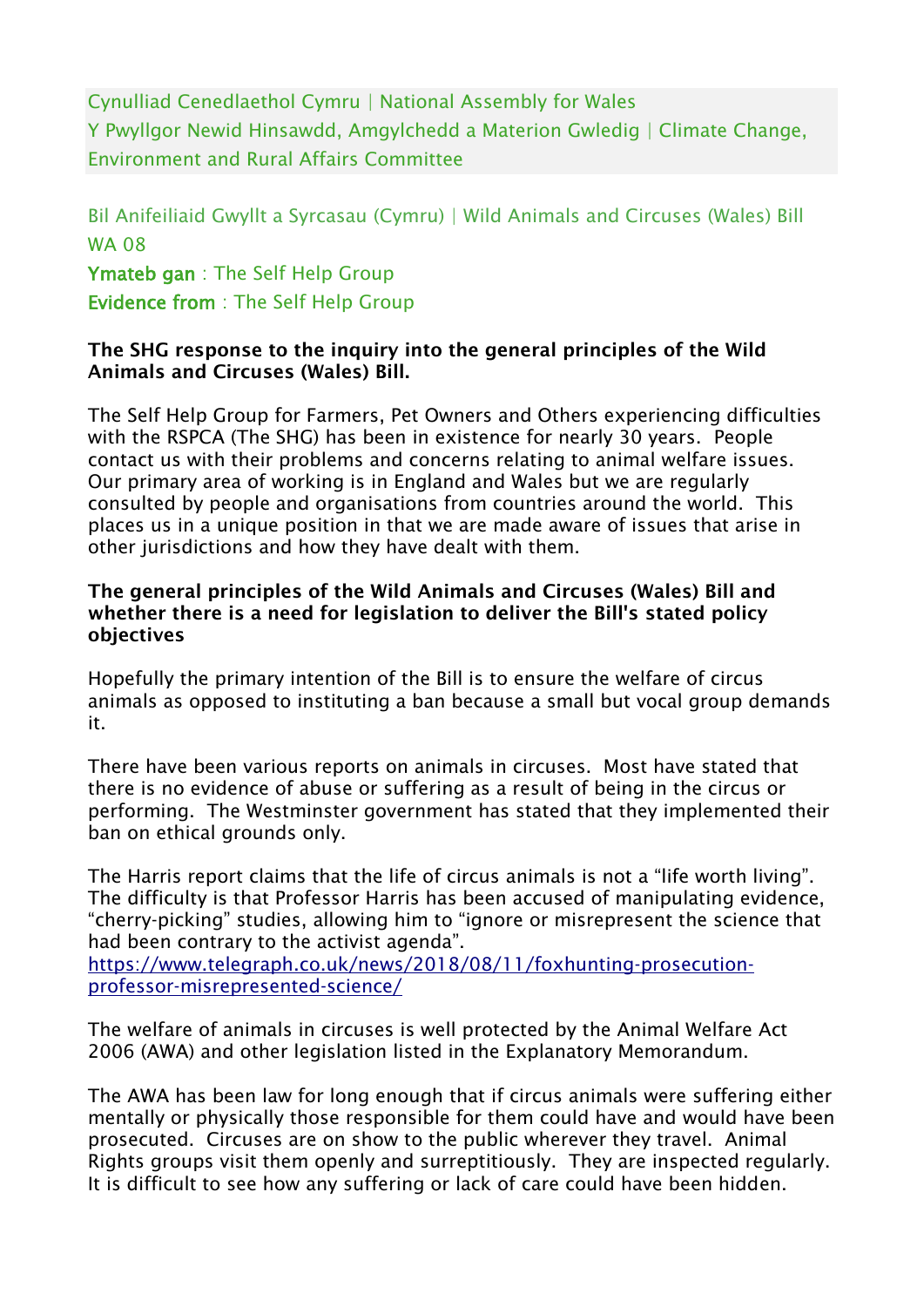Cynulliad Cenedlaethol Cymru | National Assembly for Wales
Y Pwyllgor Newid Hinsawdd, Amgylchedd a Materion Gwledig | Climate Change, Environment and Rural Affairs Committee

Bil Anifeiliaid Gwyllt a Syrcasau (Cymru) | Wild Animals and Circuses (Wales) Bill
WA 08

**Ymateb gan** : The Self Help Group
**Evidence from** : The Self Help Group

**The SHG response to the inquiry into the general principles of the Wild Animals and Circuses (Wales) Bill.**

The Self Help Group for Farmers, Pet Owners and Others experiencing difficulties with the RSPCA (The SHG) has been in existence for nearly 30 years. People contact us with their problems and concerns relating to animal welfare issues. Our primary area of working is in England and Wales but we are regularly consulted by people and organisations from countries around the world. This places us in a unique position in that we are made aware of issues that arise in other jurisdictions and how they have dealt with them.

**The general principles of the Wild Animals and Circuses (Wales) Bill and whether there is a need for legislation to deliver the Bill's stated policy objectives**

Hopefully the primary intention of the Bill is to ensure the welfare of circus animals as opposed to instituting a ban because a small but vocal group demands it.

There have been various reports on animals in circuses. Most have stated that there is no evidence of abuse or suffering as a result of being in the circus or performing. The Westminster government has stated that they implemented their ban on ethical grounds only.

The Harris report claims that the life of circus animals is not a "life worth living". The difficulty is that Professor Harris has been accused of manipulating evidence, "cherry-picking" studies, allowing him to "ignore or misrepresent the science that had been contrary to the activist agenda".
[https://www.telegraph.co.uk/news/2018/08/11/foxhunting-prosecution-professor-misrepresented-science/](https://www.telegraph.co.uk/news/2018/08/11/foxhunting-prosecution-professor-misrepresented-science/)

The welfare of animals in circuses is well protected by the Animal Welfare Act 2006 (AWA) and other legislation listed in the Explanatory Memorandum.

The AWA has been law for long enough that if circus animals were suffering either mentally or physically those responsible for them could have and would have been prosecuted. Circuses are on show to the public wherever they travel. Animal Rights groups visit them openly and surreptitiously. They are inspected regularly. It is difficult to see how any suffering or lack of care could have been hidden.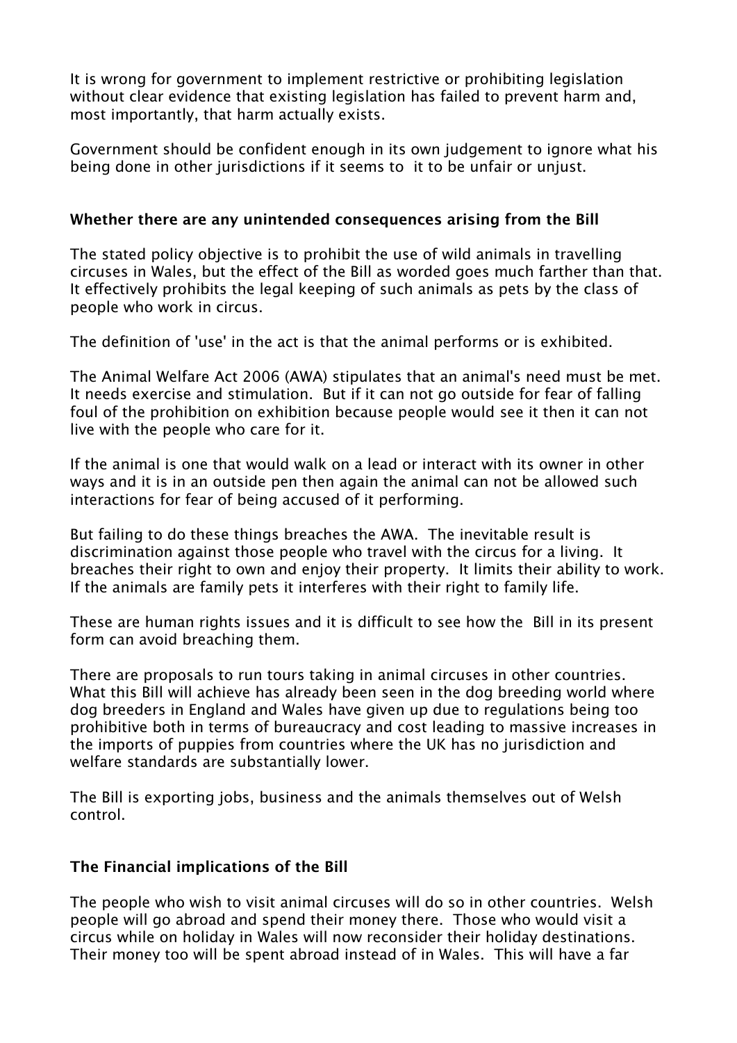It is wrong for government to implement restrictive or prohibiting legislation without clear evidence that existing legislation has failed to prevent harm and, most importantly, that harm actually exists.

Government should be confident enough in its own judgement to ignore what his being done in other jurisdictions if it seems to it to be unfair or unjust.

### Whether there are any unintended consequences arising from the Bill

The stated policy objective is to prohibit the use of wild animals in travelling circuses in Wales, but the effect of the Bill as worded goes much farther than that. It effectively prohibits the legal keeping of such animals as pets by the class of people who work in circus.

The definition of 'use' in the act is that the animal performs or is exhibited.

The Animal Welfare Act 2006 (AWA) stipulates that an animal's need must be met. It needs exercise and stimulation. But if it can not go outside for fear of falling foul of the prohibition on exhibition because people would see it then it can not live with the people who care for it.

If the animal is one that would walk on a lead or interact with its owner in other ways and it is in an outside pen then again the animal can not be allowed such interactions for fear of being accused of it performing.

But failing to do these things breaches the AWA. The inevitable result is discrimination against those people who travel with the circus for a living. It breaches their right to own and enjoy their property. It limits their ability to work. If the animals are family pets it interferes with their right to family life.

These are human rights issues and it is difficult to see how the Bill in its present form can avoid breaching them.

There are proposals to run tours taking in animal circuses in other countries. What this Bill will achieve has already been seen in the dog breeding world where dog breeders in England and Wales have given up due to regulations being too prohibitive both in terms of bureaucracy and cost leading to massive increases in the imports of puppies from countries where the UK has no jurisdiction and welfare standards are substantially lower.

The Bill is exporting jobs, business and the animals themselves out of Welsh control.

### The Financial implications of the Bill

The people who wish to visit animal circuses will do so in other countries. Welsh people will go abroad and spend their money there. Those who would visit a circus while on holiday in Wales will now reconsider their holiday destinations. Their money too will be spent abroad instead of in Wales. This will have a far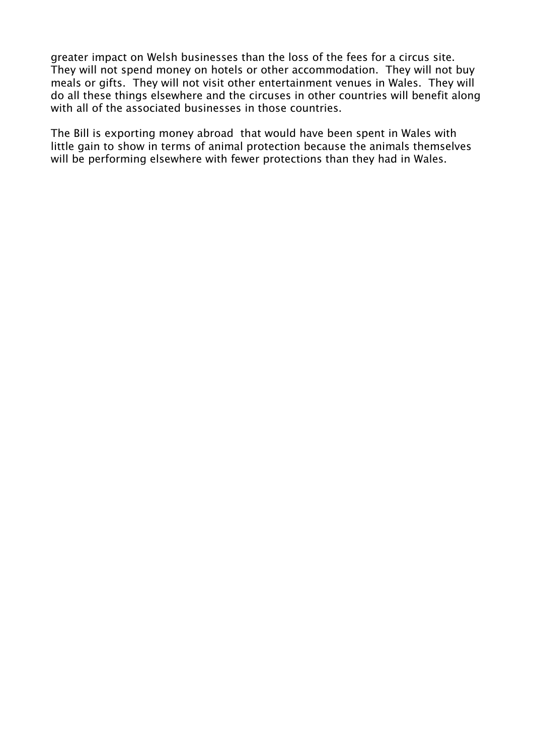greater impact on Welsh businesses than the loss of the fees for a circus site. They will not spend money on hotels or other accommodation. They will not buy meals or gifts. They will not visit other entertainment venues in Wales. They will do all these things elsewhere and the circuses in other countries will benefit along with all of the associated businesses in those countries.

The Bill is exporting money abroad that would have been spent in Wales with little gain to show in terms of animal protection because the animals themselves will be performing elsewhere with fewer protections than they had in Wales.